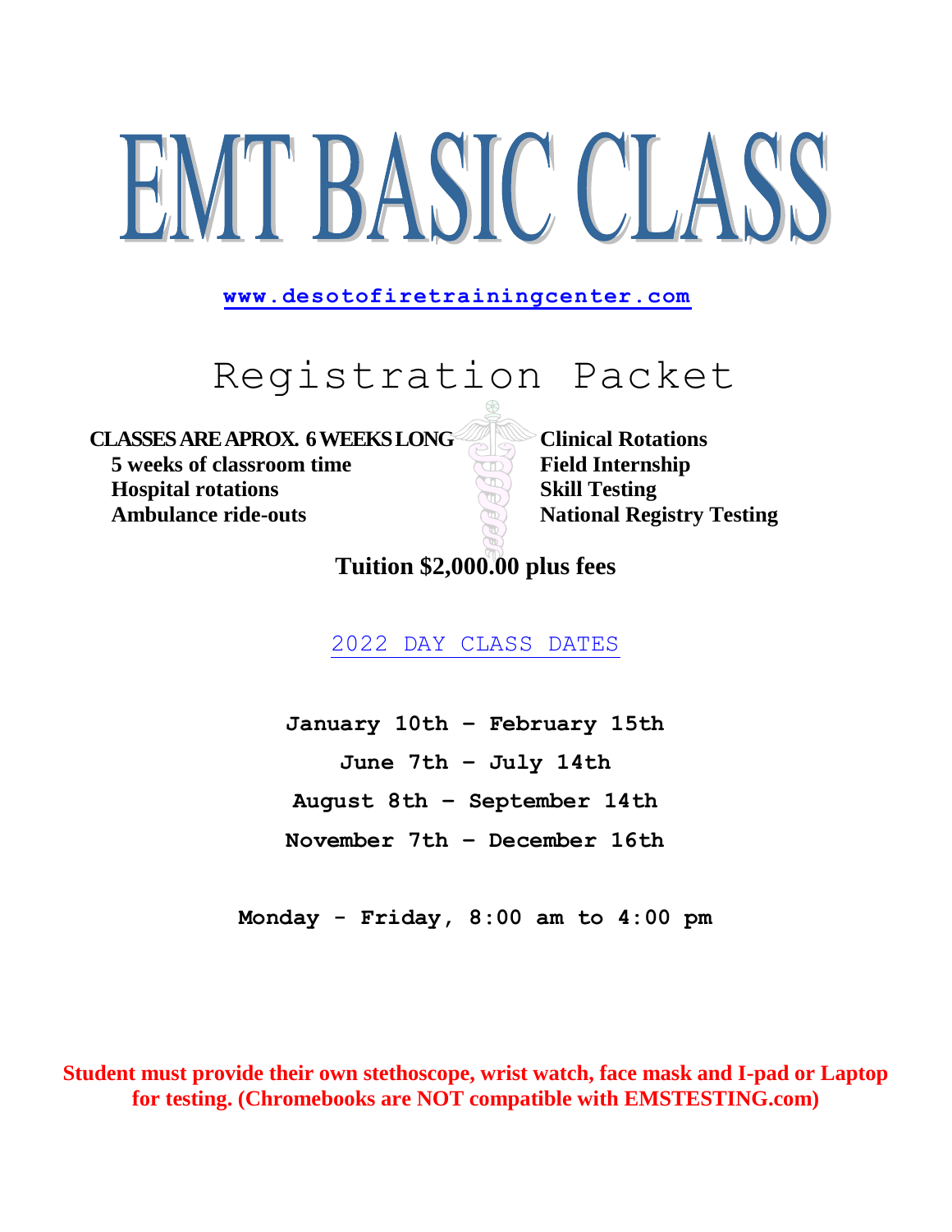# EMT BASIC CLASS

**www.desotofiretrainingcenter.com**

## Registration Packet

**CLASSES ARE APROX. 6 WEEKS LONG**
- **5 weeks of classroom time**
- **Hospital rotations**
- **Ambulance ride-outs**

**Clinical Rotations**
**Field Internship**
**Skill Testing**
**National Registry Testing**

**Tuition $2,000.00 plus fees**

2022 DAY CLASS DATES

**January 10th – February 15th**

**June 7th – July 14th**

**August 8th – September 14th**

**November 7th – December 16th**

**Monday - Friday, 8:00 am to 4:00 pm**

**Student must provide their own stethoscope, wrist watch, face mask and I-pad or Laptop for testing. (Chromebooks are NOT compatible with EMSTESTING.com)**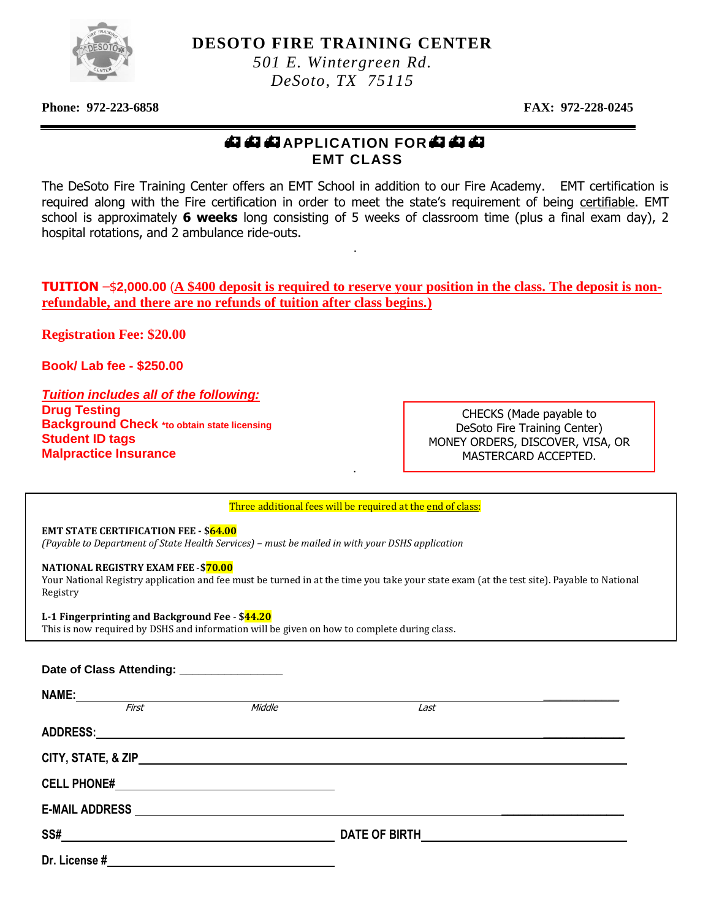# DESOTO FIRE TRAINING CENTER

*501 E. Wintergreen Rd.*
*DeSoto, TX 75115*

**Phone: 972-223-6858** **FAX: 972-228-0245**

---

## APPLICATION FOR EMT CLASS

The DeSoto Fire Training Center offers an EMT School in addition to our Fire Academy. EMT certification is required along with the Fire certification in order to meet the state's requirement of being certifiable. EMT school is approximately **6 weeks** long consisting of 5 weeks of classroom time (plus a final exam day), 2 hospital rotations, and 2 ambulance ride-outs.

**TUITION** –$2,000.00 (A $400 deposit is required to reserve your position in the class. The deposit is non-refundable, and there are no refunds of tuition after class begins.)

**Registration Fee: $20.00**

**Book/ Lab fee - $250.00**

***Tuition includes all of the following:***

**Drug Testing**
**Background Check** *to obtain state licensing
**Student ID tags**
**Malpractice Insurance**

CHECKS (Made payable to DeSoto Fire Training Center) MONEY ORDERS, DISCOVER, VISA, OR MASTERCARD ACCEPTED.

Three additional fees will be required at the end of class:

**EMT STATE CERTIFICATION FEE - $64.00**
*(Payable to Department of State Health Services) – must be mailed in with your DSHS application*

**NATIONAL REGISTRY EXAM FEE - $70.00**
Your National Registry application and fee must be turned in at the time you take your state exam (at the test site). Payable to National Registry

**L-1 Fingerprinting and Background Fee - $44.20**
This is now required by DSHS and information will be given on how to complete during class.

**Date of Class Attending:** ________________

**NAME:** ______________________________________________
*First* *Middle* *Last*

**ADDRESS:** ______________________________________________

**CITY, STATE, & ZIP** ______________________________________________

**CELL PHONE#** ______________________________

**E-MAIL ADDRESS** ______________________________________________

**SS#** ______________________________ **DATE OF BIRTH** ______________________________

**Dr. License #** ______________________________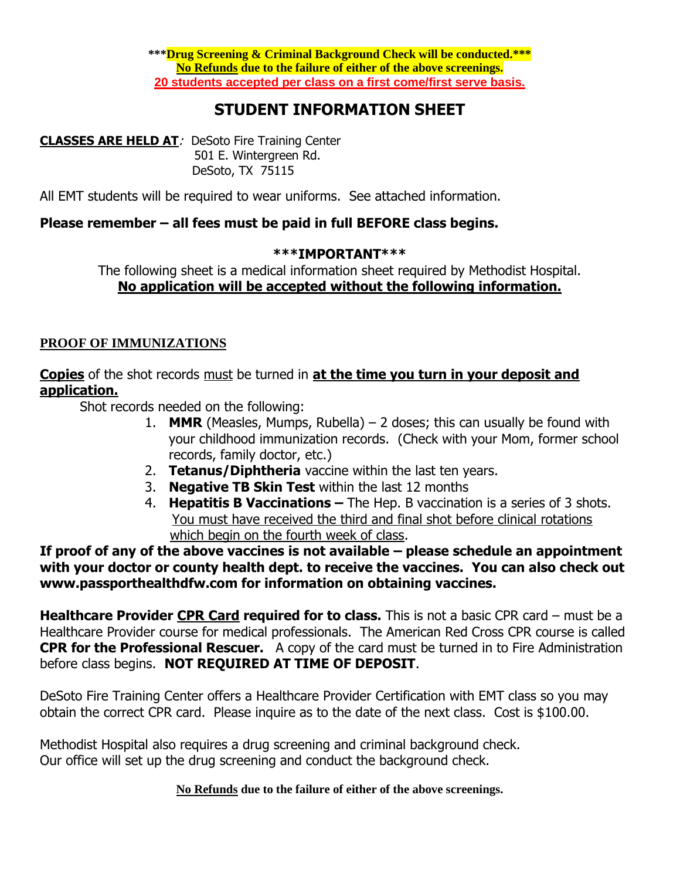**\*\*\*Drug Screening & Criminal Background Check will be conducted.\*\*\***
**No Refunds due to the failure of either of the above screenings.**
**20 students accepted per class on a first come/first serve basis.**

# STUDENT INFORMATION SHEET

**CLASSES ARE HELD AT**: DeSoto Fire Training Center
501 E. Wintergreen Rd.
DeSoto, TX 75115

All EMT students will be required to wear uniforms. See attached information.

**Please remember – all fees must be paid in full BEFORE class begins.**

**\*\*\*IMPORTANT\*\*\***

The following sheet is a medical information sheet required by Methodist Hospital.
**No application will be accepted without the following information.**

**PROOF OF IMMUNIZATIONS**

**Copies** of the shot records must be turned in **at the time you turn in your deposit and application.**

Shot records needed on the following:

1. **MMR** (Measles, Mumps, Rubella) – 2 doses; this can usually be found with your childhood immunization records. (Check with your Mom, former school records, family doctor, etc.)
2. **Tetanus/Diphtheria** vaccine within the last ten years.
3. **Negative TB Skin Test** within the last 12 months
4. **Hepatitis B Vaccinations –** The Hep. B vaccination is a series of 3 shots. You must have received the third and final shot before clinical rotations which begin on the fourth week of class.

**If proof of any of the above vaccines is not available – please schedule an appointment with your doctor or county health dept. to receive the vaccines. You can also check out www.passporthealthdfw.com for information on obtaining vaccines.**

**Healthcare Provider CPR Card required for to class.** This is not a basic CPR card – must be a Healthcare Provider course for medical professionals. The American Red Cross CPR course is called **CPR for the Professional Rescuer.** A copy of the card must be turned in to Fire Administration before class begins. **NOT REQUIRED AT TIME OF DEPOSIT**.

DeSoto Fire Training Center offers a Healthcare Provider Certification with EMT class so you may obtain the correct CPR card. Please inquire as to the date of the next class. Cost is $100.00.

Methodist Hospital also requires a drug screening and criminal background check.
Our office will set up the drug screening and conduct the background check.

**No Refunds due to the failure of either of the above screenings.**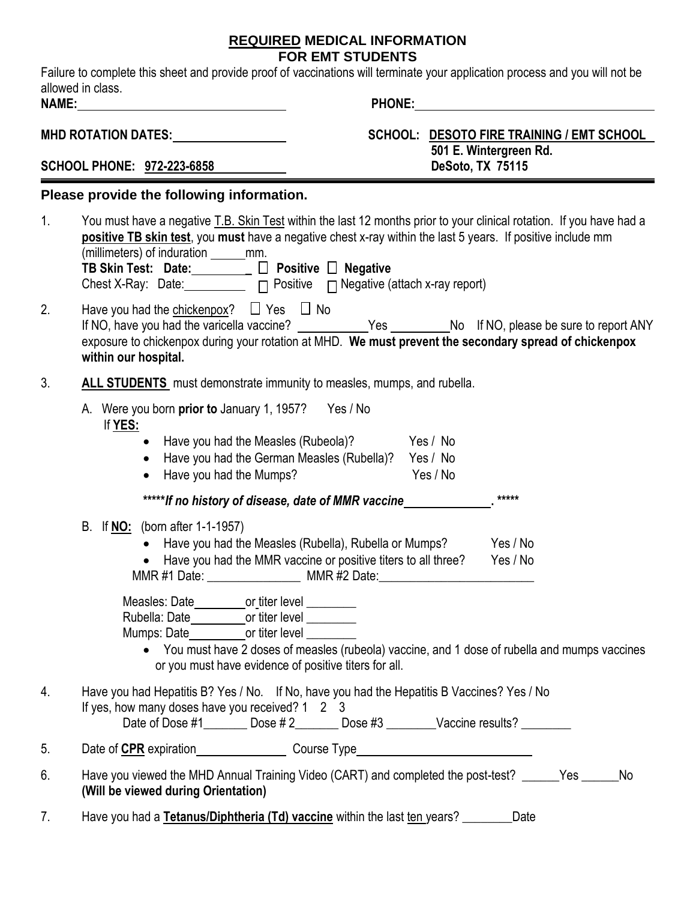# REQUIRED MEDICAL INFORMATION FOR EMT STUDENTS

Failure to complete this sheet and provide proof of vaccinations will terminate your application process and you will not be allowed in class.

**NAME:**\_\_\_\_\_\_\_\_\_\_\_\_\_\_\_\_\_\_\_\_\_\_\_\_\_\_\_\_ **PHONE:**\_\_\_\_\_\_\_\_\_\_\_\_\_\_\_\_\_\_\_\_\_\_\_\_\_\_\_\_

**MHD ROTATION DATES:**\_\_\_\_\_\_\_\_\_\_\_\_\_\_\_\_ **SCHOOL: DESOTO FIRE TRAINING / EMT SCHOOL**
**501 E. Wintergreen Rd.**
**DeSoto, TX 75115**

**SCHOOL PHONE: 972-223-6858**

**Please provide the following information.**

1. You must have a negative T.B. Skin Test within the last 12 months prior to your clinical rotation. If you have had a **positive TB skin test**, you **must** have a negative chest x-ray within the last 5 years. If positive include mm (millimeters) of induration \_\_\_\_\_mm.
   **TB Skin Test: Date:**\_\_\_\_\_\_\_\_\_ ☐ **Positive** ☐ **Negative**
   Chest X-Ray: Date:\_\_\_\_\_\_\_\_\_ ☐ Positive ☐ Negative (attach x-ray report)

2. Have you had the chickenpox? ☐ Yes ☐ No
   If NO, have you had the varicella vaccine? \_\_\_\_\_\_\_\_\_\_Yes \_\_\_\_\_\_\_\_\_No If NO, please be sure to report ANY exposure to chickenpox during your rotation at MHD. **We must prevent the secondary spread of chickenpox within our hospital.**

3. **ALL STUDENTS** must demonstrate immunity to measles, mumps, and rubella.

   A. Were you born **prior to** January 1, 1957? Yes / No
      If **YES:**
      - Have you had the Measles (Rubeola)? Yes / No
      - Have you had the German Measles (Rubella)? Yes / No
      - Have you had the Mumps? Yes / No

      ***\*\*\*\*\*If no history of disease, date of MMR vaccine\_\_\_\_\_\_\_\_\_\_\_\_. \*\*\*\*\****

   B. If **NO:** (born after 1-1-1957)
      - Have you had the Measles (Rubella), Rubella or Mumps? Yes / No
      - Have you had the MMR vaccine or positive titers to all three? Yes / No

      MMR #1 Date: \_\_\_\_\_\_\_\_\_\_\_\_\_\_ MMR #2 Date:\_\_\_\_\_\_\_\_\_\_\_\_\_\_\_\_\_\_\_\_\_\_\_

      Measles: Date\_\_\_\_\_\_\_\_or titer level \_\_\_\_\_\_\_\_
      Rubella: Date\_\_\_\_\_\_\_\_or titer level \_\_\_\_\_\_\_\_
      Mumps: Date\_\_\_\_\_\_\_\_or titer level \_\_\_\_\_\_\_\_

      - You must have 2 doses of measles (rubeola) vaccine, and 1 dose of rubella and mumps vaccines or you must have evidence of positive titers for all.

4. Have you had Hepatitis B? Yes / No. If No, have you had the Hepatitis B Vaccines? Yes / No
   If yes, how many doses have you received? 1 2 3
   Date of Dose #1\_\_\_\_\_\_\_ Dose # 2\_\_\_\_\_\_\_ Dose #3 \_\_\_\_\_\_\_\_Vaccine results? \_\_\_\_\_\_\_\_

5. Date of **CPR** expiration\_\_\_\_\_\_\_\_\_\_\_\_\_\_ Course Type\_\_\_\_\_\_\_\_\_\_\_\_\_\_\_\_\_\_\_\_\_\_\_\_\_\_

6. Have you viewed the MHD Annual Training Video (CART) and completed the post-test? \_\_\_\_\_\_Yes \_\_\_\_\_\_No
   **(Will be viewed during Orientation)**

7. Have you had a **Tetanus/Diphtheria (Td) vaccine** within the last ten years? \_\_\_\_\_\_\_\_Date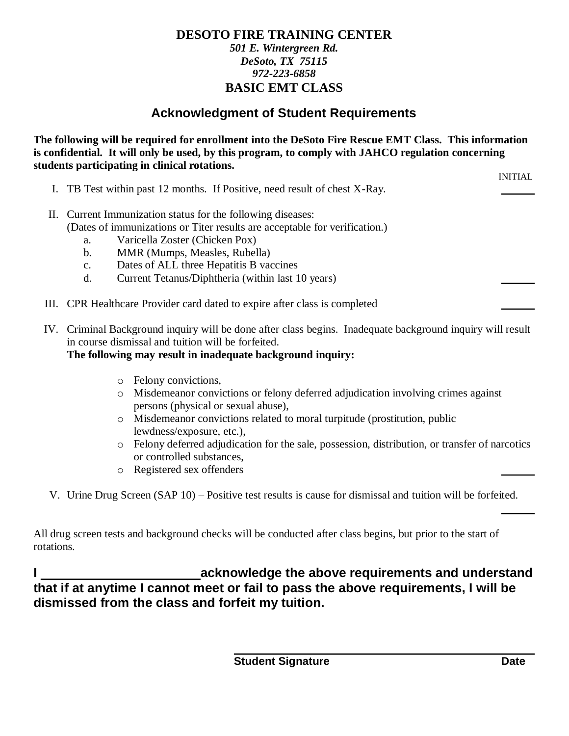**DESOTO FIRE TRAINING CENTER**
*501 E. Wintergreen Rd.*
*DeSoto, TX 75115*
*972-223-6858*
**BASIC EMT CLASS**

## Acknowledgment of Student Requirements

**The following will be required for enrollment into the DeSoto Fire Rescue EMT Class. This information is confidential. It will only be used, by this program, to comply with JAHCO regulation concerning students participating in clinical rotations.**

INITIAL

I. TB Test within past 12 months. If Positive, need result of chest X-Ray. ______

II. Current Immunization status for the following diseases:
(Dates of immunizations or Titer results are acceptable for verification.)
   a. Varicella Zoster (Chicken Pox)
   b. MMR (Mumps, Measles, Rubella)
   c. Dates of ALL three Hepatitis B vaccines
   d. Current Tetanus/Diphtheria (within last 10 years) ______

III. CPR Healthcare Provider card dated to expire after class is completed ______

IV. Criminal Background inquiry will be done after class begins. Inadequate background inquiry will result in course dismissal and tuition will be forfeited.
**The following may result in inadequate background inquiry:**

- Felony convictions,
- Misdemeanor convictions or felony deferred adjudication involving crimes against persons (physical or sexual abuse),
- Misdemeanor convictions related to moral turpitude (prostitution, public lewdness/exposure, etc.),
- Felony deferred adjudication for the sale, possession, distribution, or transfer of narcotics or controlled substances,
- Registered sex offenders ______

V. Urine Drug Screen (SAP 10) – Positive test results is cause for dismissal and tuition will be forfeited. ______

All drug screen tests and background checks will be conducted after class begins, but prior to the start of rotations.

**I ______________________ acknowledge the above requirements and understand that if at anytime I cannot meet or fail to pass the above requirements, I will be dismissed from the class and forfeit my tuition.**

______________________________________________

**Student Signature** **Date**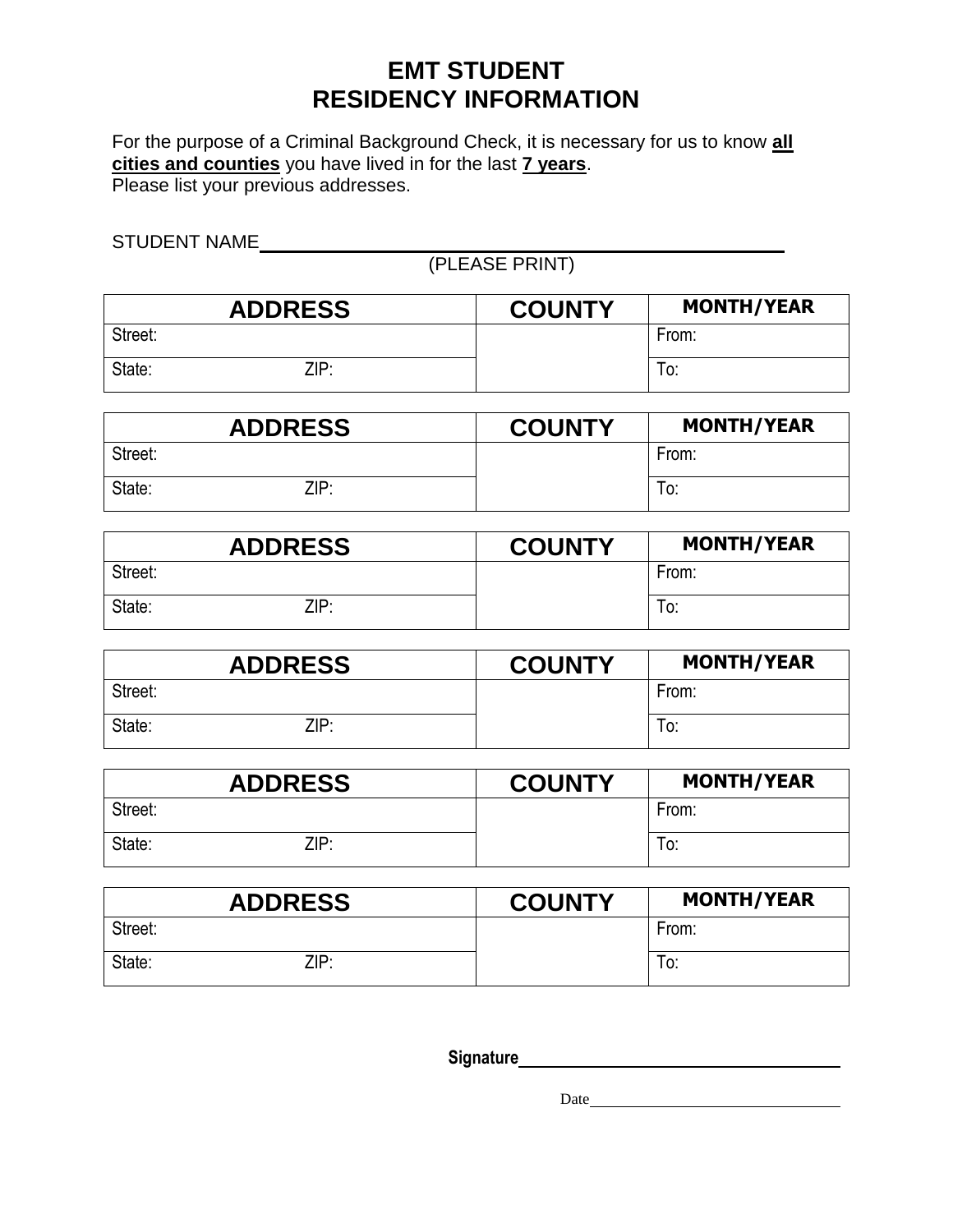# EMT STUDENT
# RESIDENCY INFORMATION

For the purpose of a Criminal Background Check, it is necessary for us to know **all cities and counties** you have lived in for the last **7 years**.
Please list your previous addresses.

STUDENT NAME\_\_\_\_\_\_\_\_\_\_\_\_\_\_\_\_\_\_\_\_\_\_\_\_\_\_\_\_\_\_\_\_\_\_\_\_\_\_\_\_\_\_\_\_
(PLEASE PRINT)

| ADDRESS | | COUNTY | MONTH/YEAR |
|---|---|---|---|
| Street: | | | From: |
| State: | ZIP: | | To: |

| ADDRESS | | COUNTY | MONTH/YEAR |
|---|---|---|---|
| Street: | | | From: |
| State: | ZIP: | | To: |

| ADDRESS | | COUNTY | MONTH/YEAR |
|---|---|---|---|
| Street: | | | From: |
| State: | ZIP: | | To: |

| ADDRESS | | COUNTY | MONTH/YEAR |
|---|---|---|---|
| Street: | | | From: |
| State: | ZIP: | | To: |

| ADDRESS | | COUNTY | MONTH/YEAR |
|---|---|---|---|
| Street: | | | From: |
| State: | ZIP: | | To: |

| ADDRESS | | COUNTY | MONTH/YEAR |
|---|---|---|---|
| Street: | | | From: |
| State: | ZIP: | | To: |

**Signature**\_\_\_\_\_\_\_\_\_\_\_\_\_\_\_\_\_\_\_\_\_\_\_\_\_\_\_\_\_\_\_\_

Date\_\_\_\_\_\_\_\_\_\_\_\_\_\_\_\_\_\_\_\_\_\_\_\_\_\_\_\_\_\_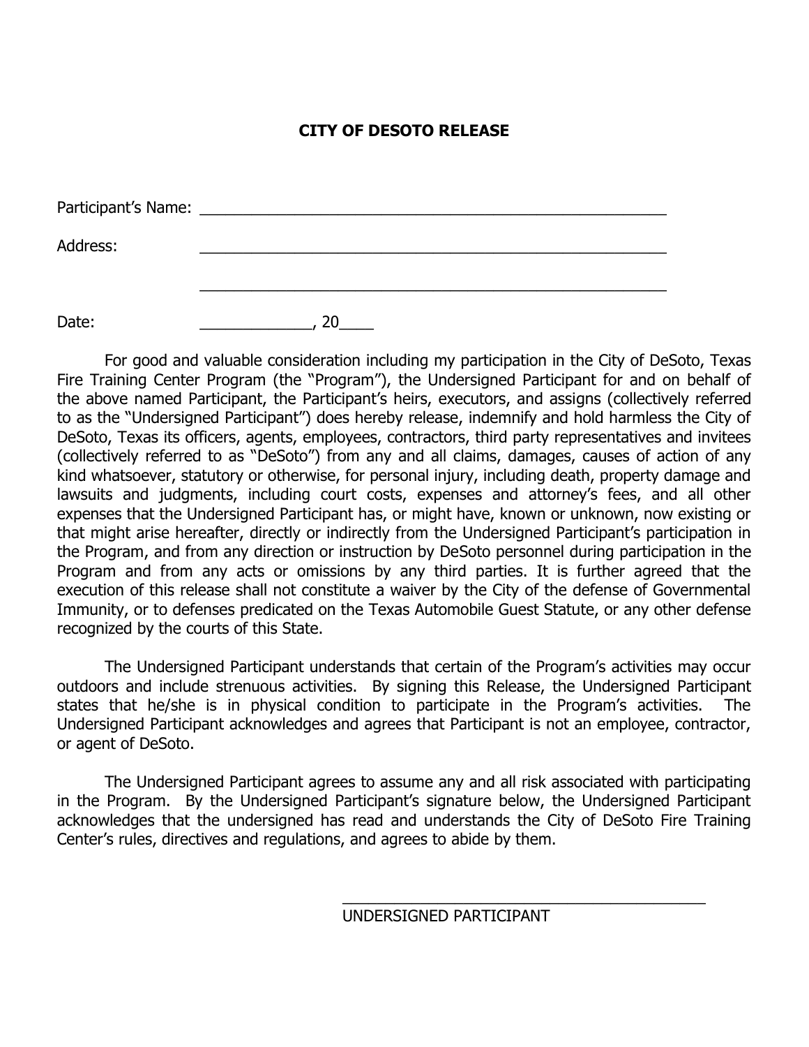# CITY OF DESOTO RELEASE

Participant's Name: \_\_\_\_\_\_\_\_\_\_\_\_\_\_\_\_\_\_\_\_\_\_\_\_\_\_\_\_\_\_\_\_\_\_\_\_\_\_\_\_\_\_\_\_\_\_\_\_\_\_\_\_

Address: \_\_\_\_\_\_\_\_\_\_\_\_\_\_\_\_\_\_\_\_\_\_\_\_\_\_\_\_\_\_\_\_\_\_\_\_\_\_\_\_\_\_\_\_\_\_\_\_\_\_\_\_

\_\_\_\_\_\_\_\_\_\_\_\_\_\_\_\_\_\_\_\_\_\_\_\_\_\_\_\_\_\_\_\_\_\_\_\_\_\_\_\_\_\_\_\_\_\_\_\_\_\_\_\_

Date: \_\_\_\_\_\_\_\_\_\_\_\_\_, 20\_\_\_\_

For good and valuable consideration including my participation in the City of DeSoto, Texas Fire Training Center Program (the "Program"), the Undersigned Participant for and on behalf of the above named Participant, the Participant's heirs, executors, and assigns (collectively referred to as the "Undersigned Participant") does hereby release, indemnify and hold harmless the City of DeSoto, Texas its officers, agents, employees, contractors, third party representatives and invitees (collectively referred to as "DeSoto") from any and all claims, damages, causes of action of any kind whatsoever, statutory or otherwise, for personal injury, including death, property damage and lawsuits and judgments, including court costs, expenses and attorney's fees, and all other expenses that the Undersigned Participant has, or might have, known or unknown, now existing or that might arise hereafter, directly or indirectly from the Undersigned Participant's participation in the Program, and from any direction or instruction by DeSoto personnel during participation in the Program and from any acts or omissions by any third parties. It is further agreed that the execution of this release shall not constitute a waiver by the City of the defense of Governmental Immunity, or to defenses predicated on the Texas Automobile Guest Statute, or any other defense recognized by the courts of this State.

The Undersigned Participant understands that certain of the Program's activities may occur outdoors and include strenuous activities. By signing this Release, the Undersigned Participant states that he/she is in physical condition to participate in the Program's activities. The Undersigned Participant acknowledges and agrees that Participant is not an employee, contractor, or agent of DeSoto.

The Undersigned Participant agrees to assume any and all risk associated with participating in the Program. By the Undersigned Participant's signature below, the Undersigned Participant acknowledges that the undersigned has read and understands the City of DeSoto Fire Training Center's rules, directives and regulations, and agrees to abide by them.

\_\_\_\_\_\_\_\_\_\_\_\_\_\_\_\_\_\_\_\_\_\_\_\_\_\_\_\_\_\_\_\_\_\_\_\_\_\_\_\_\_\_

UNDERSIGNED PARTICIPANT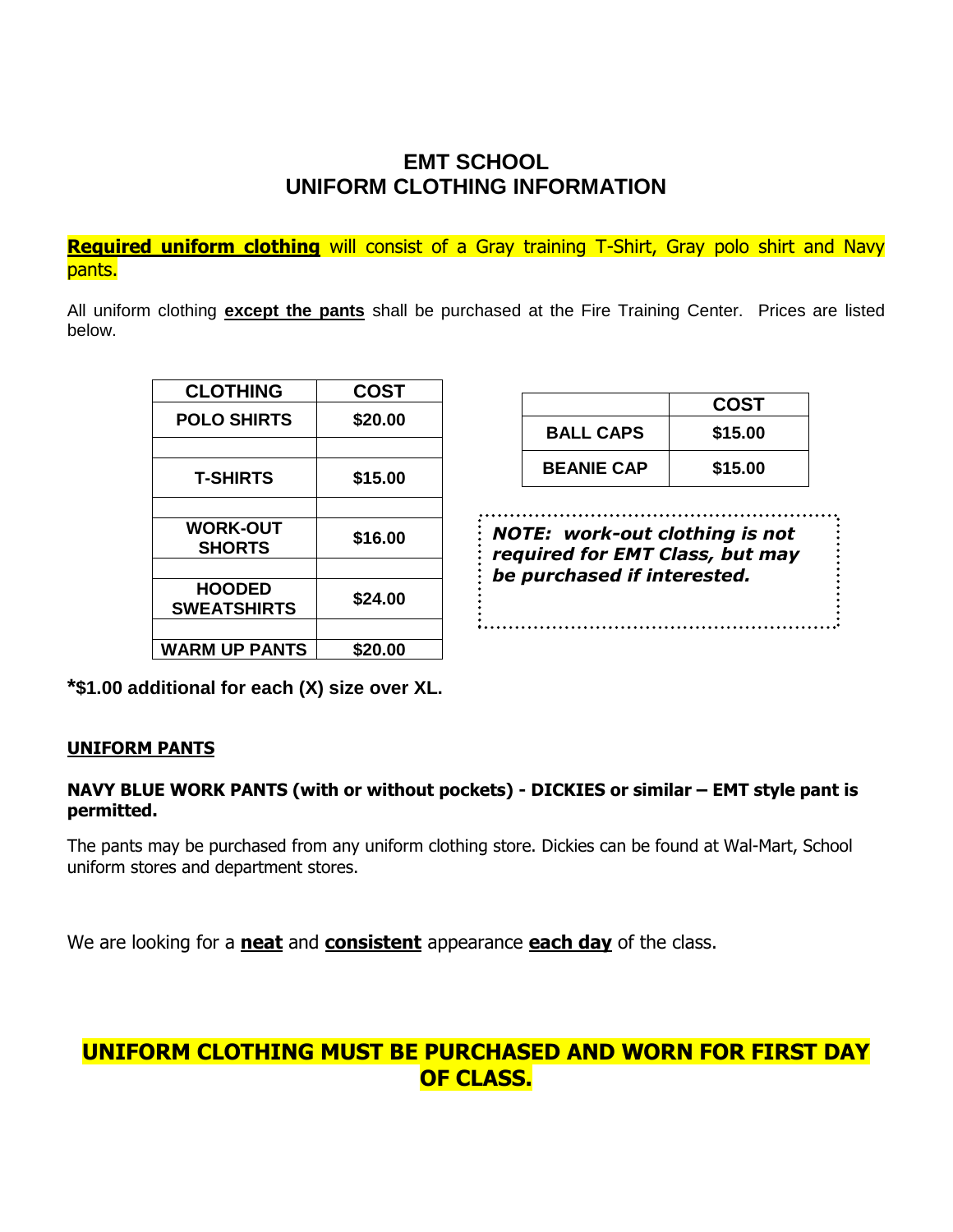# EMT SCHOOL
# UNIFORM CLOTHING INFORMATION

**Required uniform clothing** will consist of a Gray training T-Shirt, Gray polo shirt and Navy pants.

All uniform clothing **except the pants** shall be purchased at the Fire Training Center. Prices are listed below.

| CLOTHING | COST |
|---|---|
| POLO SHIRTS | $20.00 |
| | |
| T-SHIRTS | $15.00 |
| | |
| WORK-OUT SHORTS | $16.00 |
| | |
| HOODED SWEATSHIRTS | $24.00 |
| | |
| WARM UP PANTS | $20.00 |

| | COST |
|---|---|
| BALL CAPS | $15.00 |
| BEANIE CAP | $15.00 |

***NOTE: work-out clothing is not required for EMT Class, but may be purchased if interested.***

**\*$1.00 additional for each (X) size over XL.**

**UNIFORM PANTS**

**NAVY BLUE WORK PANTS (with or without pockets) - DICKIES or similar – EMT style pant is permitted.**

The pants may be purchased from any uniform clothing store. Dickies can be found at Wal-Mart, School uniform stores and department stores.

We are looking for a **neat** and **consistent** appearance **each day** of the class.

## UNIFORM CLOTHING MUST BE PURCHASED AND WORN FOR FIRST DAY OF CLASS.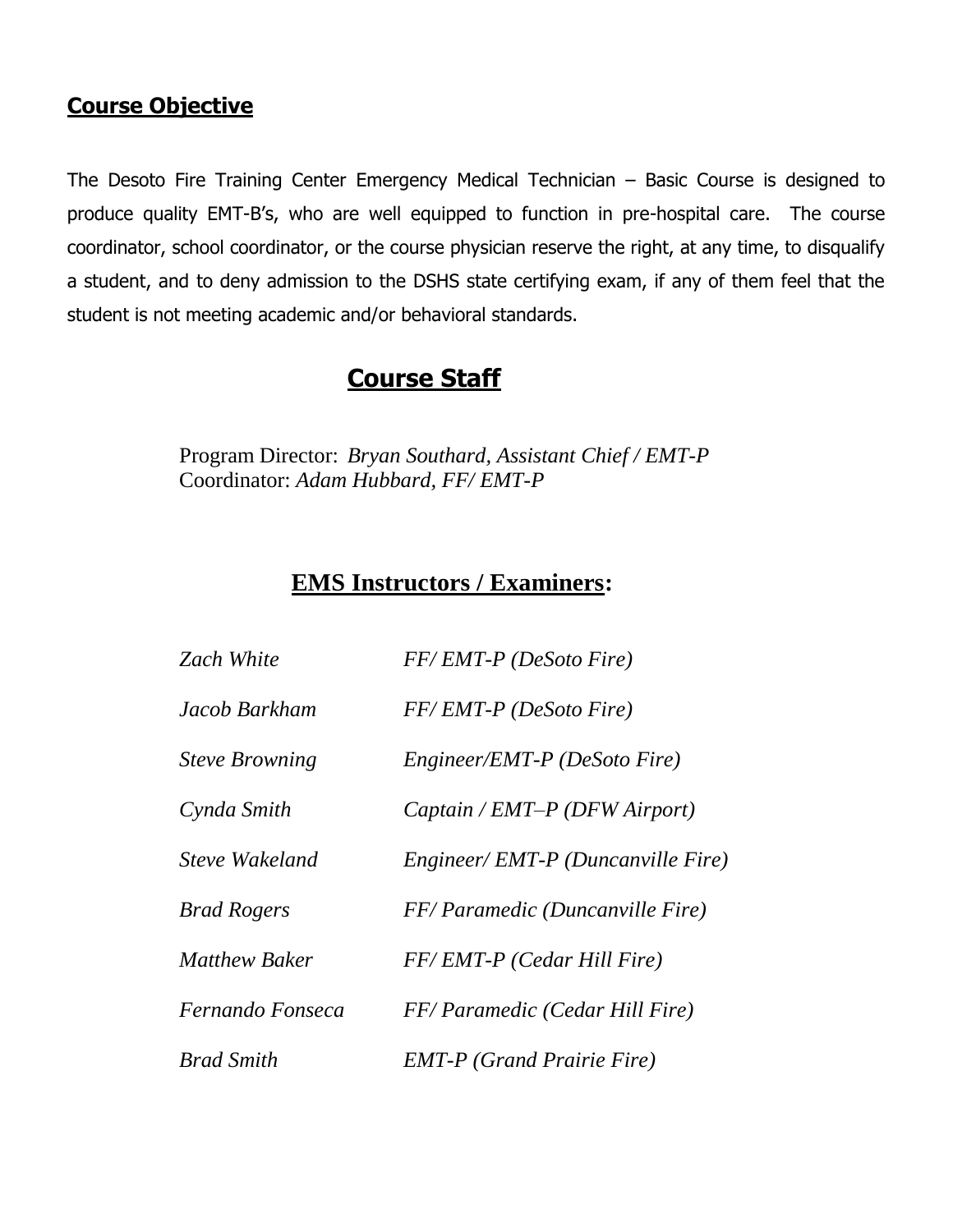## Course Objective

The Desoto Fire Training Center Emergency Medical Technician – Basic Course is designed to produce quality EMT-B's, who are well equipped to function in pre-hospital care. The course coordinator, school coordinator, or the course physician reserve the right, at any time, to disqualify a student, and to deny admission to the DSHS state certifying exam, if any of them feel that the student is not meeting academic and/or behavioral standards.

## Course Staff

Program Director: *Bryan Southard, Assistant Chief / EMT-P*
Coordinator: *Adam Hubbard, FF/ EMT-P*

## EMS Instructors / Examiners:

| | |
|---|---|
| *Zach White* | *FF/ EMT-P (DeSoto Fire)* |
| *Jacob Barkham* | *FF/ EMT-P (DeSoto Fire)* |
| *Steve Browning* | *Engineer/EMT-P (DeSoto Fire)* |
| *Cynda Smith* | *Captain / EMT–P (DFW Airport)* |
| *Steve Wakeland* | *Engineer/ EMT-P (Duncanville Fire)* |
| *Brad Rogers* | *FF/ Paramedic (Duncanville Fire)* |
| *Matthew Baker* | *FF/ EMT-P (Cedar Hill Fire)* |
| *Fernando Fonseca* | *FF/ Paramedic (Cedar Hill Fire)* |
| *Brad Smith* | *EMT-P (Grand Prairie Fire)* |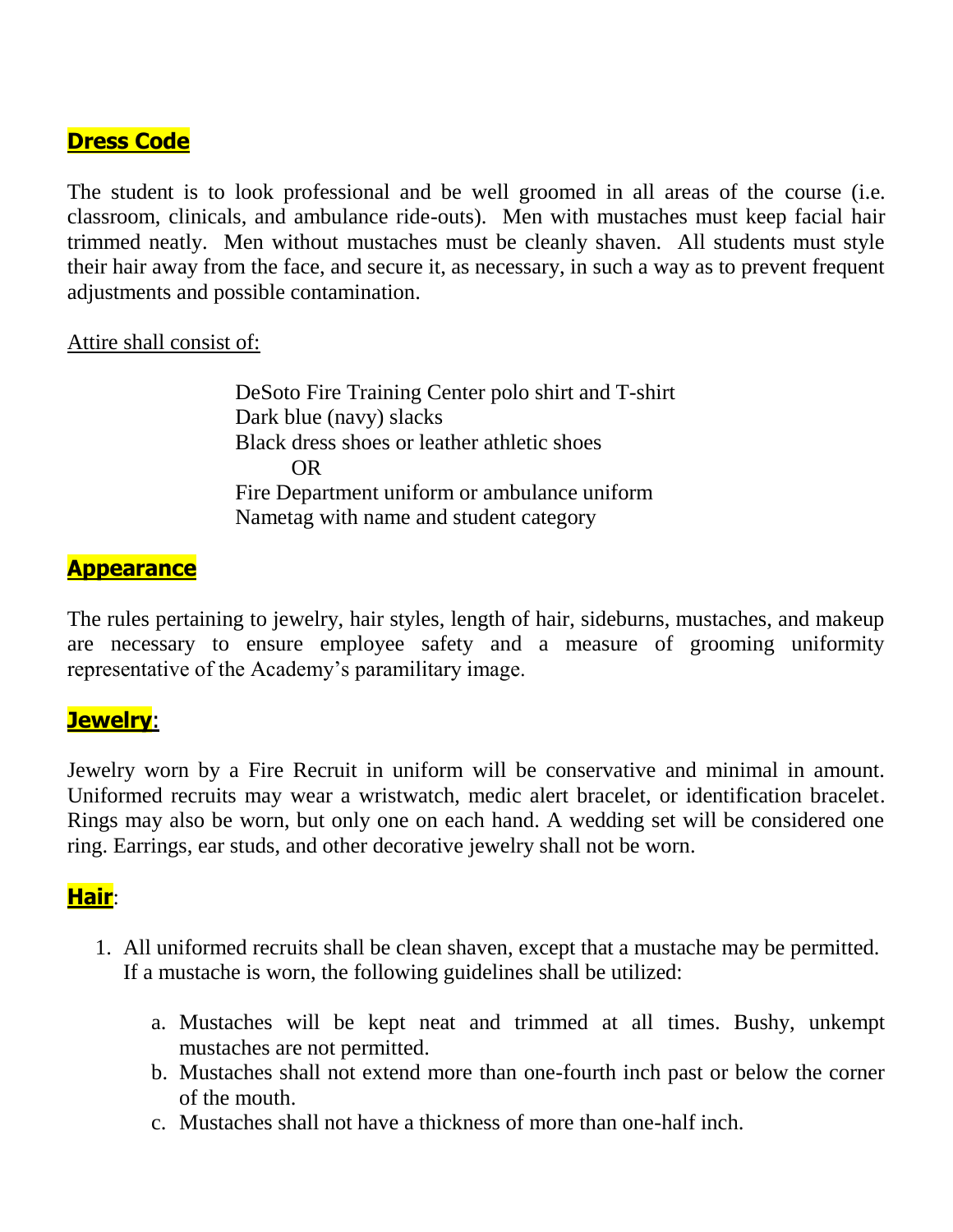## Dress Code

The student is to look professional and be well groomed in all areas of the course (i.e. classroom, clinicals, and ambulance ride-outs). Men with mustaches must keep facial hair trimmed neatly. Men without mustaches must be cleanly shaven. All students must style their hair away from the face, and secure it, as necessary, in such a way as to prevent frequent adjustments and possible contamination.

Attire shall consist of:

> DeSoto Fire Training Center polo shirt and T-shirt
> Dark blue (navy) slacks
> Black dress shoes or leather athletic shoes
> OR
> Fire Department uniform or ambulance uniform
> Nametag with name and student category

## Appearance

The rules pertaining to jewelry, hair styles, length of hair, sideburns, mustaches, and makeup are necessary to ensure employee safety and a measure of grooming uniformity representative of the Academy's paramilitary image.

## Jewelry:

Jewelry worn by a Fire Recruit in uniform will be conservative and minimal in amount. Uniformed recruits may wear a wristwatch, medic alert bracelet, or identification bracelet. Rings may also be worn, but only one on each hand. A wedding set will be considered one ring. Earrings, ear studs, and other decorative jewelry shall not be worn.

## Hair:

1. All uniformed recruits shall be clean shaven, except that a mustache may be permitted. If a mustache is worn, the following guidelines shall be utilized:

   a. Mustaches will be kept neat and trimmed at all times. Bushy, unkempt mustaches are not permitted.
   b. Mustaches shall not extend more than one-fourth inch past or below the corner of the mouth.
   c. Mustaches shall not have a thickness of more than one-half inch.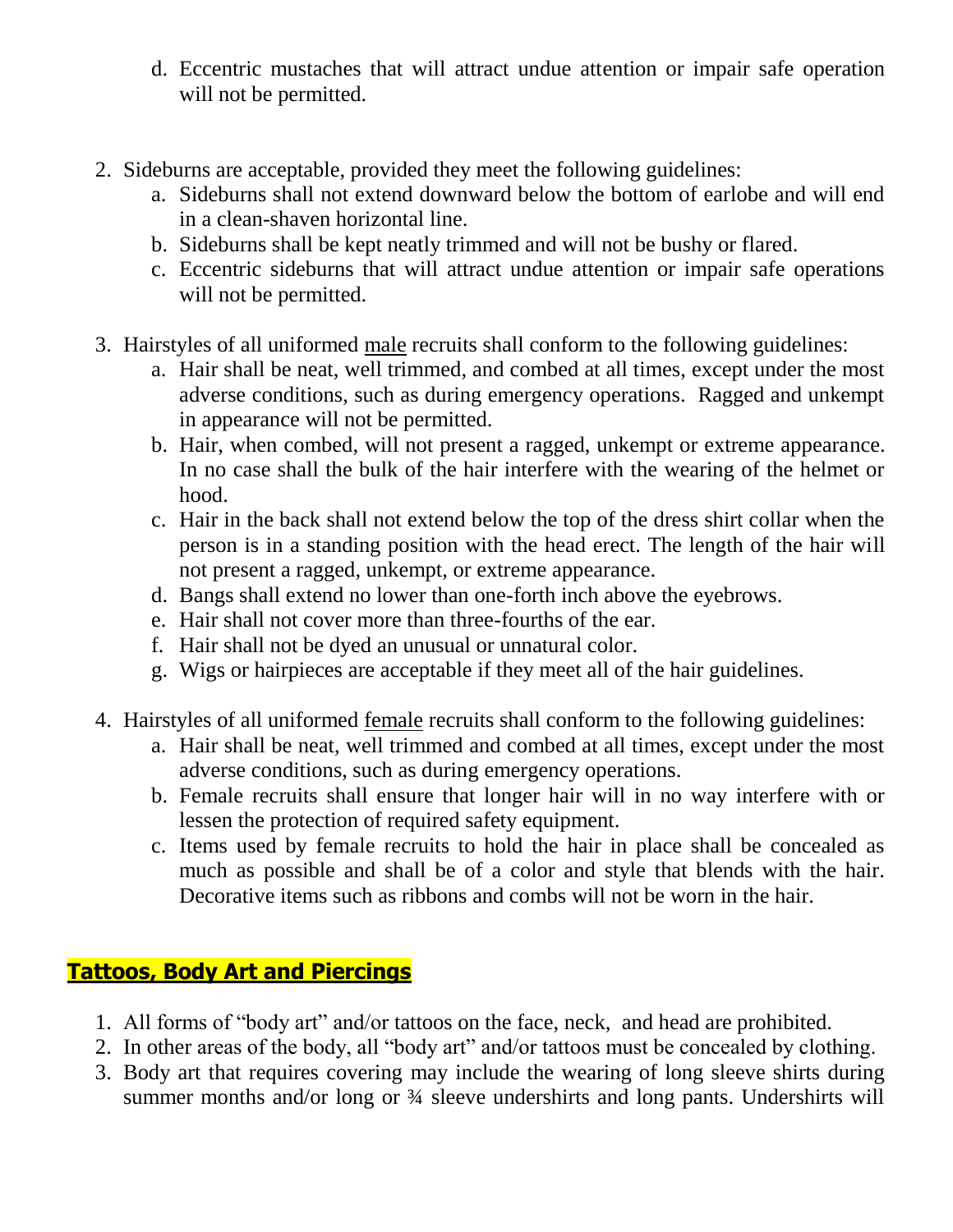d. Eccentric mustaches that will attract undue attention or impair safe operation will not be permitted.

2. Sideburns are acceptable, provided they meet the following guidelines:
   a. Sideburns shall not extend downward below the bottom of earlobe and will end in a clean-shaven horizontal line.
   b. Sideburns shall be kept neatly trimmed and will not be bushy or flared.
   c. Eccentric sideburns that will attract undue attention or impair safe operations will not be permitted.

3. Hairstyles of all uniformed male recruits shall conform to the following guidelines:
   a. Hair shall be neat, well trimmed, and combed at all times, except under the most adverse conditions, such as during emergency operations. Ragged and unkempt in appearance will not be permitted.
   b. Hair, when combed, will not present a ragged, unkempt or extreme appearance. In no case shall the bulk of the hair interfere with the wearing of the helmet or hood.
   c. Hair in the back shall not extend below the top of the dress shirt collar when the person is in a standing position with the head erect. The length of the hair will not present a ragged, unkempt, or extreme appearance.
   d. Bangs shall extend no lower than one-forth inch above the eyebrows.
   e. Hair shall not cover more than three-fourths of the ear.
   f. Hair shall not be dyed an unusual or unnatural color.
   g. Wigs or hairpieces are acceptable if they meet all of the hair guidelines.

4. Hairstyles of all uniformed female recruits shall conform to the following guidelines:
   a. Hair shall be neat, well trimmed and combed at all times, except under the most adverse conditions, such as during emergency operations.
   b. Female recruits shall ensure that longer hair will in no way interfere with or lessen the protection of required safety equipment.
   c. Items used by female recruits to hold the hair in place shall be concealed as much as possible and shall be of a color and style that blends with the hair. Decorative items such as ribbons and combs will not be worn in the hair.

## Tattoos, Body Art and Piercings

1. All forms of "body art" and/or tattoos on the face, neck, and head are prohibited.
2. In other areas of the body, all "body art" and/or tattoos must be concealed by clothing.
3. Body art that requires covering may include the wearing of long sleeve shirts during summer months and/or long or ¾ sleeve undershirts and long pants. Undershirts will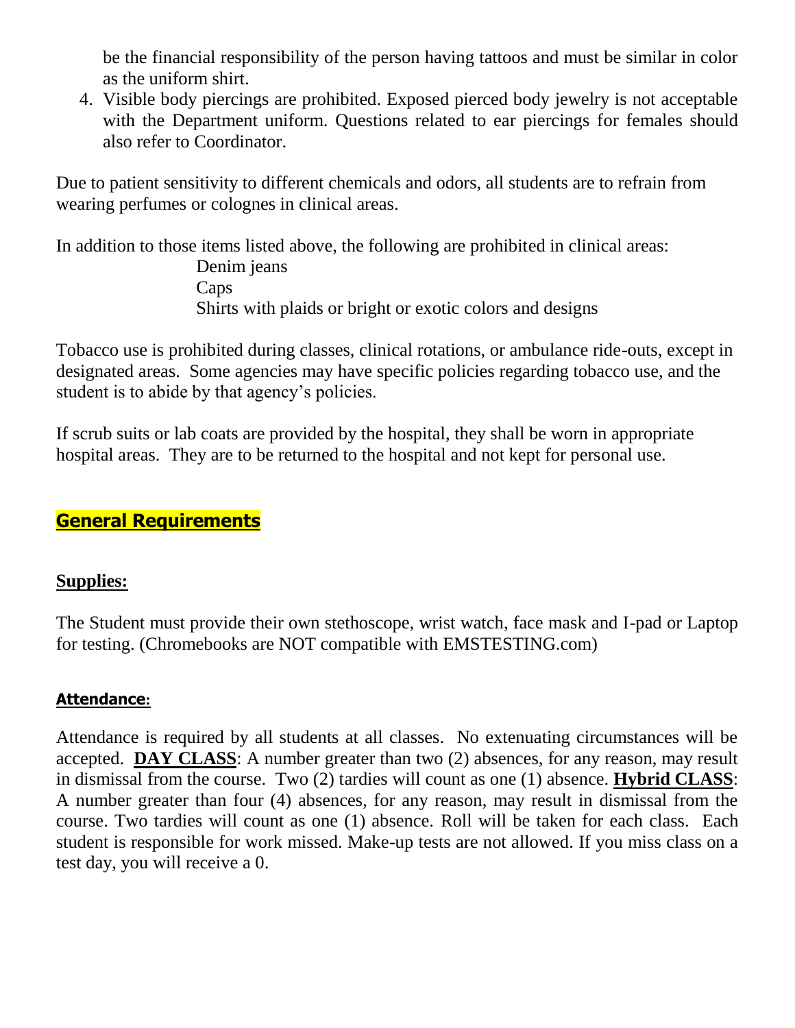be the financial responsibility of the person having tattoos and must be similar in color as the uniform shirt.

4. Visible body piercings are prohibited. Exposed pierced body jewelry is not acceptable with the Department uniform. Questions related to ear piercings for females should also refer to Coordinator.

Due to patient sensitivity to different chemicals and odors, all students are to refrain from wearing perfumes or colognes in clinical areas.

In addition to those items listed above, the following are prohibited in clinical areas:

- Denim jeans
- Caps
- Shirts with plaids or bright or exotic colors and designs

Tobacco use is prohibited during classes, clinical rotations, or ambulance ride-outs, except in designated areas. Some agencies may have specific policies regarding tobacco use, and the student is to abide by that agency's policies.

If scrub suits or lab coats are provided by the hospital, they shall be worn in appropriate hospital areas. They are to be returned to the hospital and not kept for personal use.

## General Requirements

### Supplies:

The Student must provide their own stethoscope, wrist watch, face mask and I-pad or Laptop for testing. (Chromebooks are NOT compatible with EMSTESTING.com)

### Attendance:

Attendance is required by all students at all classes. No extenuating circumstances will be accepted. **DAY CLASS**: A number greater than two (2) absences, for any reason, may result in dismissal from the course. Two (2) tardies will count as one (1) absence. **Hybrid CLASS**: A number greater than four (4) absences, for any reason, may result in dismissal from the course. Two tardies will count as one (1) absence. Roll will be taken for each class. Each student is responsible for work missed. Make-up tests are not allowed. If you miss class on a test day, you will receive a 0.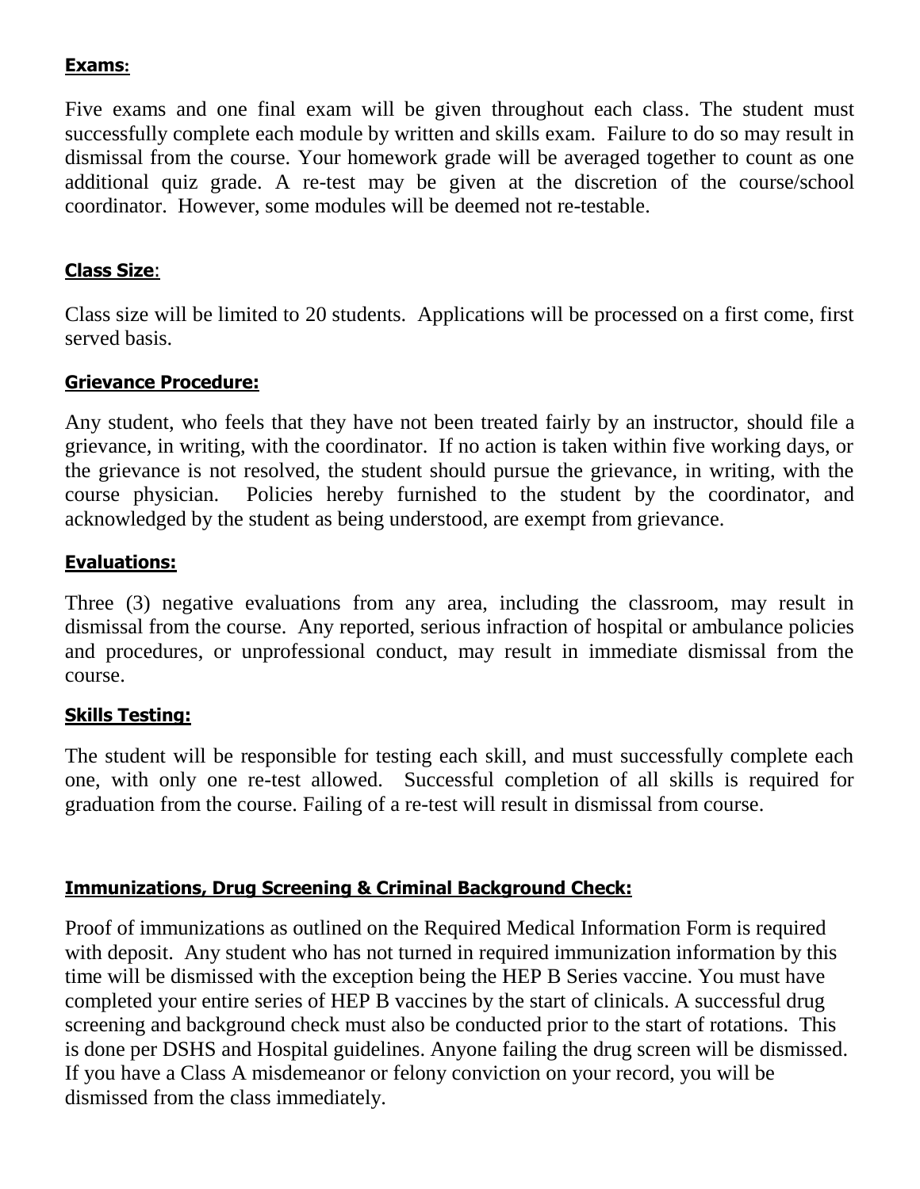## Exams:

Five exams and one final exam will be given throughout each class. The student must successfully complete each module by written and skills exam. Failure to do so may result in dismissal from the course. Your homework grade will be averaged together to count as one additional quiz grade. A re-test may be given at the discretion of the course/school coordinator. However, some modules will be deemed not re-testable.

## Class Size:

Class size will be limited to 20 students. Applications will be processed on a first come, first served basis.

## Grievance Procedure:

Any student, who feels that they have not been treated fairly by an instructor, should file a grievance, in writing, with the coordinator. If no action is taken within five working days, or the grievance is not resolved, the student should pursue the grievance, in writing, with the course physician. Policies hereby furnished to the student by the coordinator, and acknowledged by the student as being understood, are exempt from grievance.

## Evaluations:

Three (3) negative evaluations from any area, including the classroom, may result in dismissal from the course. Any reported, serious infraction of hospital or ambulance policies and procedures, or unprofessional conduct, may result in immediate dismissal from the course.

## Skills Testing:

The student will be responsible for testing each skill, and must successfully complete each one, with only one re-test allowed. Successful completion of all skills is required for graduation from the course. Failing of a re-test will result in dismissal from course.

## Immunizations, Drug Screening & Criminal Background Check:

Proof of immunizations as outlined on the Required Medical Information Form is required with deposit. Any student who has not turned in required immunization information by this time will be dismissed with the exception being the HEP B Series vaccine. You must have completed your entire series of HEP B vaccines by the start of clinicals. A successful drug screening and background check must also be conducted prior to the start of rotations. This is done per DSHS and Hospital guidelines. Anyone failing the drug screen will be dismissed. If you have a Class A misdemeanor or felony conviction on your record, you will be dismissed from the class immediately.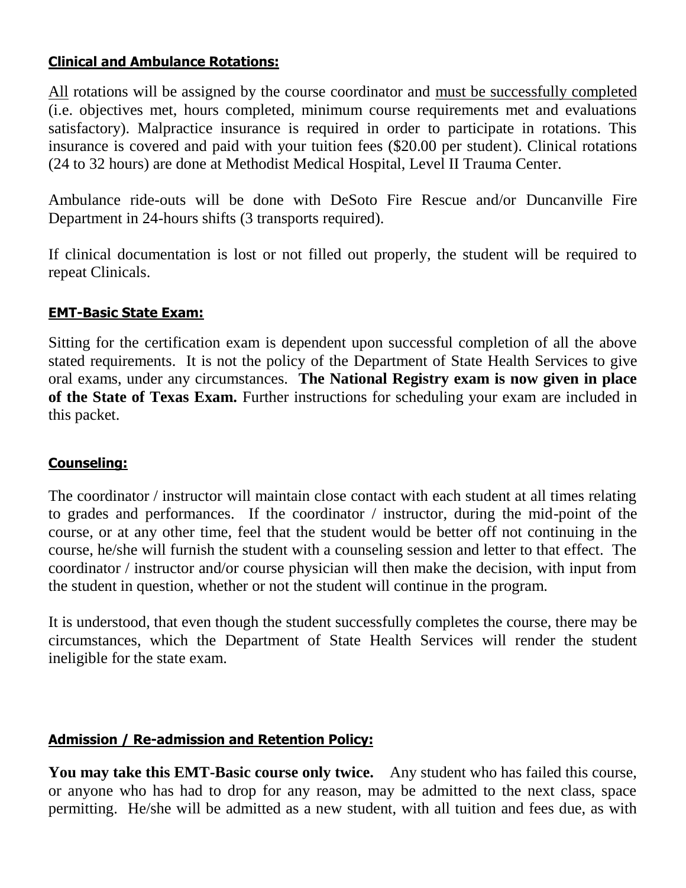### Clinical and Ambulance Rotations:

All rotations will be assigned by the course coordinator and must be successfully completed (i.e. objectives met, hours completed, minimum course requirements met and evaluations satisfactory). Malpractice insurance is required in order to participate in rotations. This insurance is covered and paid with your tuition fees ($20.00 per student). Clinical rotations (24 to 32 hours) are done at Methodist Medical Hospital, Level II Trauma Center.

Ambulance ride-outs will be done with DeSoto Fire Rescue and/or Duncanville Fire Department in 24-hours shifts (3 transports required).

If clinical documentation is lost or not filled out properly, the student will be required to repeat Clinicals.

### EMT-Basic State Exam:

Sitting for the certification exam is dependent upon successful completion of all the above stated requirements. It is not the policy of the Department of State Health Services to give oral exams, under any circumstances. **The National Registry exam is now given in place of the State of Texas Exam.** Further instructions for scheduling your exam are included in this packet.

### Counseling:

The coordinator / instructor will maintain close contact with each student at all times relating to grades and performances. If the coordinator / instructor, during the mid-point of the course, or at any other time, feel that the student would be better off not continuing in the course, he/she will furnish the student with a counseling session and letter to that effect. The coordinator / instructor and/or course physician will then make the decision, with input from the student in question, whether or not the student will continue in the program.

It is understood, that even though the student successfully completes the course, there may be circumstances, which the Department of State Health Services will render the student ineligible for the state exam.

### Admission / Re-admission and Retention Policy:

**You may take this EMT-Basic course only twice.** Any student who has failed this course, or anyone who has had to drop for any reason, may be admitted to the next class, space permitting. He/she will be admitted as a new student, with all tuition and fees due, as with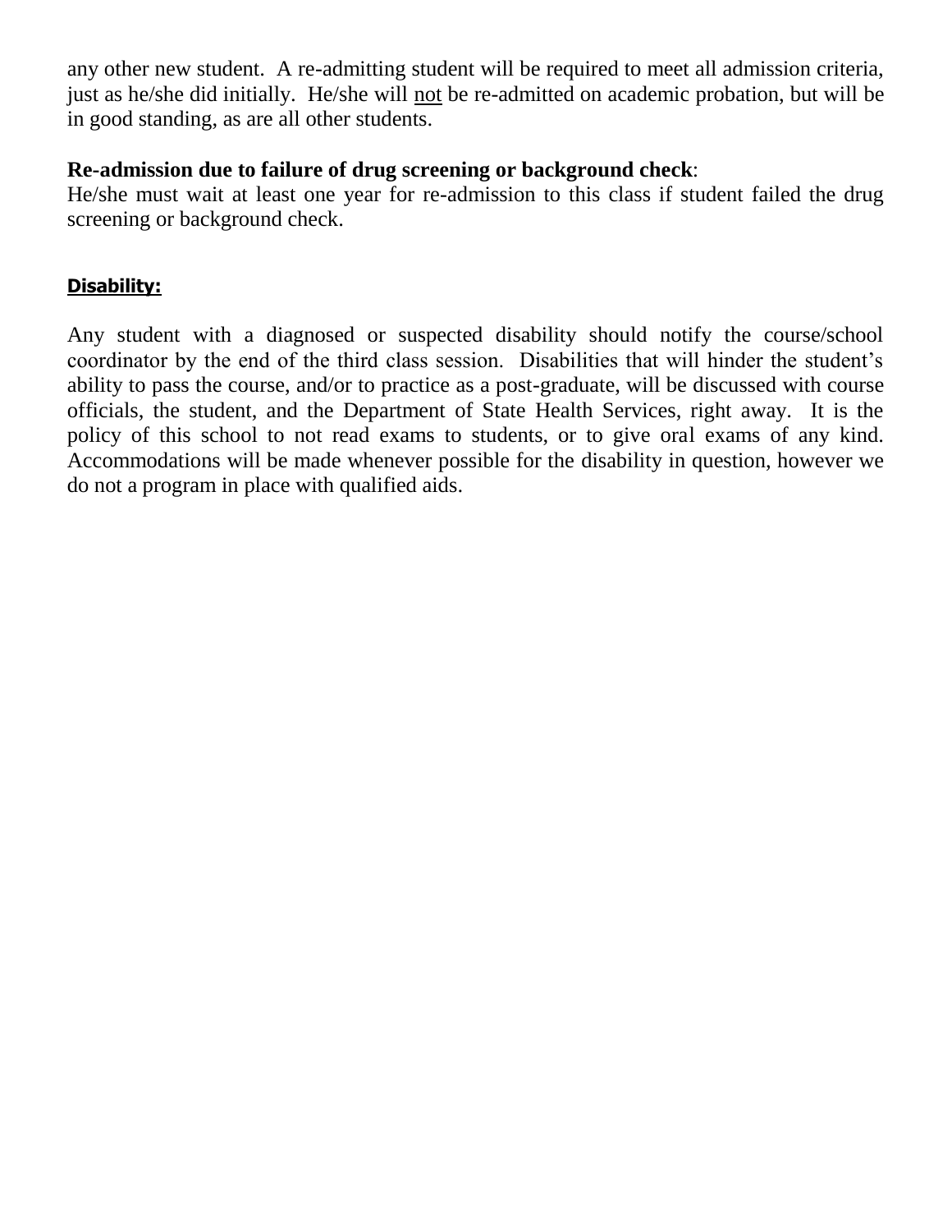any other new student. A re-admitting student will be required to meet all admission criteria, just as he/she did initially. He/she will not be re-admitted on academic probation, but will be in good standing, as are all other students.

**Re-admission due to failure of drug screening or background check**:
He/she must wait at least one year for re-admission to this class if student failed the drug screening or background check.

## Disability:

Any student with a diagnosed or suspected disability should notify the course/school coordinator by the end of the third class session. Disabilities that will hinder the student's ability to pass the course, and/or to practice as a post-graduate, will be discussed with course officials, the student, and the Department of State Health Services, right away. It is the policy of this school to not read exams to students, or to give oral exams of any kind. Accommodations will be made whenever possible for the disability in question, however we do not a program in place with qualified aids.